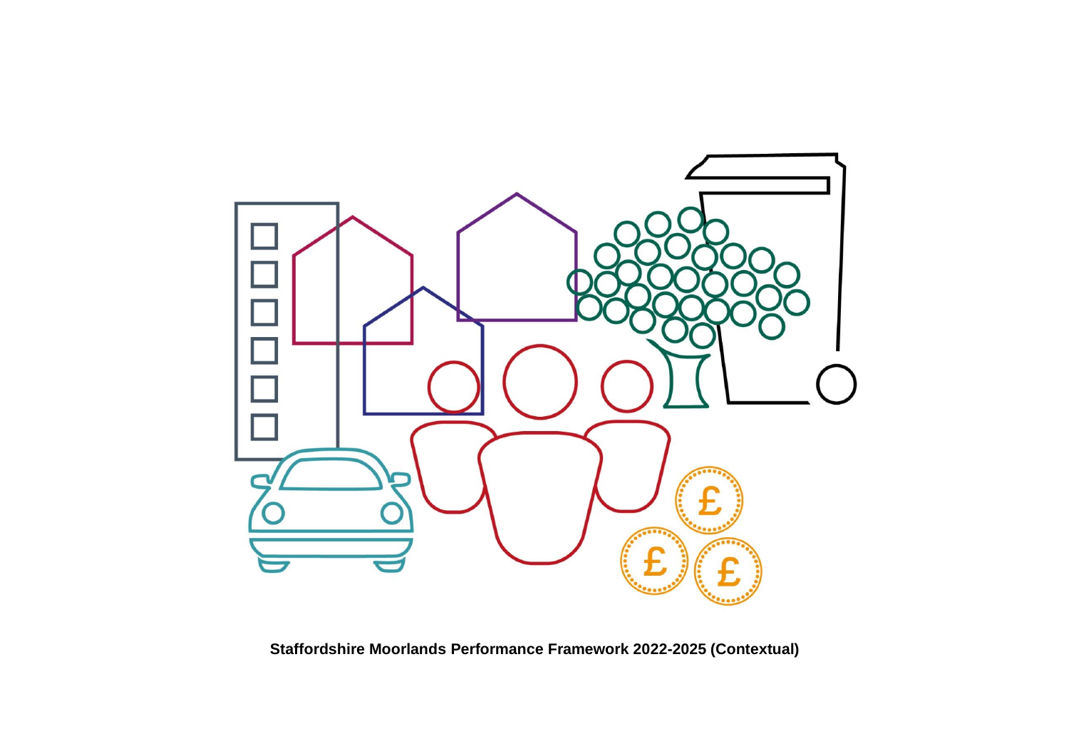**Staffordshire Moorlands Performance Framework 2022-2025 (Contextual)**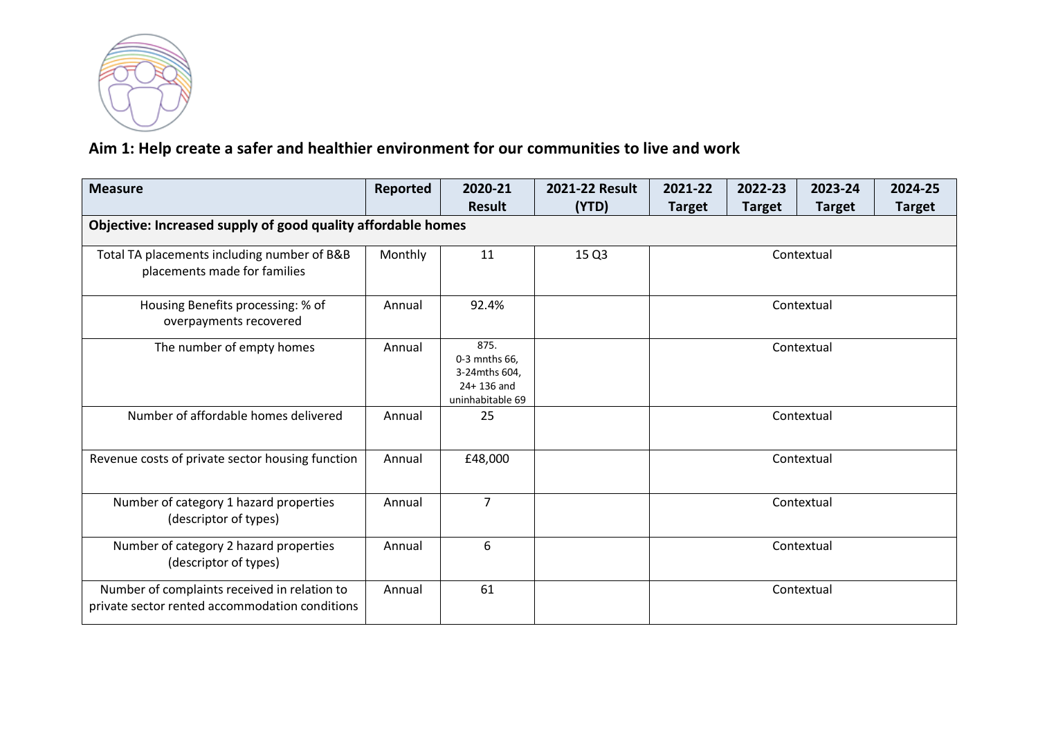## Aim 1: Help create a safer and healthier environment for our communities to live and work

| Measure | Reported | 2020-21 Result | 2021-22 Result (YTD) | 2021-22 Target | 2022-23 Target | 2023-24 Target | 2024-25 Target |
|---|---|---|---|---|---|---|---|
| **Objective: Increased supply of good quality affordable homes** | | | | | | | |
| Total TA placements including number of B&B placements made for families | Monthly | 11 | 15 Q3 | Contextual | | | |
| Housing Benefits processing: % of overpayments recovered | Annual | 92.4% | | Contextual | | | |
| The number of empty homes | Annual | 875. 0-3 mnths 66, 3-24mths 604, 24+ 136 and uninhabitable 69 | | Contextual | | | |
| Number of affordable homes delivered | Annual | 25 | | Contextual | | | |
| Revenue costs of private sector housing function | Annual | £48,000 | | Contextual | | | |
| Number of category 1 hazard properties (descriptor of types) | Annual | 7 | | Contextual | | | |
| Number of category 2 hazard properties (descriptor of types) | Annual | 6 | | Contextual | | | |
| Number of complaints received in relation to private sector rented accommodation conditions | Annual | 61 | | Contextual | | | |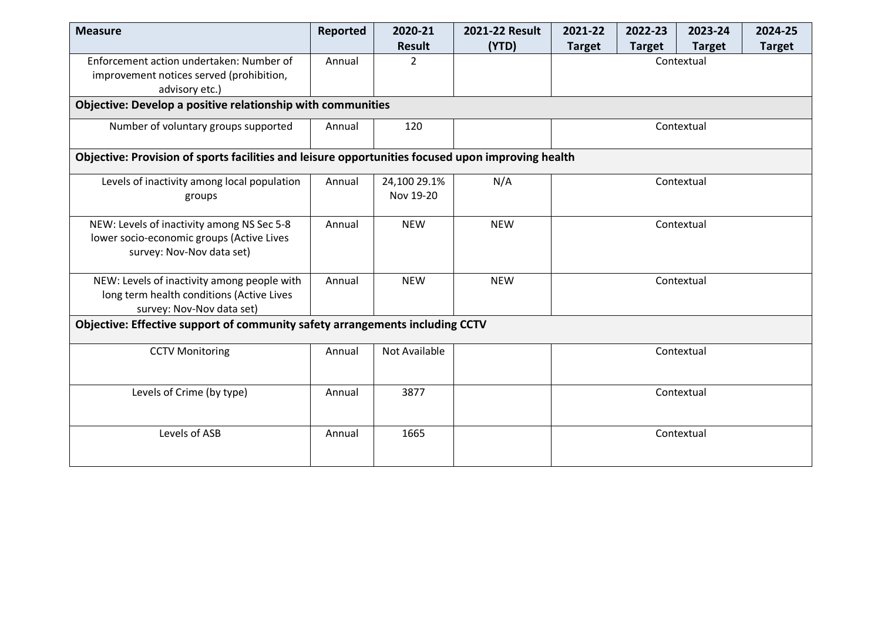| Measure | Reported | 2020-21 Result | 2021-22 Result (YTD) | 2021-22 Target | 2022-23 Target | 2023-24 Target | 2024-25 Target |
|---|---|---|---|---|---|---|---|
| Enforcement action undertaken: Number of improvement notices served (prohibition, advisory etc.) | Annual | 2 | | Contextual | | | |
| **Objective: Develop a positive relationship with communities** | | | | | | | |
| Number of voluntary groups supported | Annual | 120 | | Contextual | | | |
| **Objective: Provision of sports facilities and leisure opportunities focused upon improving health** | | | | | | | |
| Levels of inactivity among local population groups | Annual | 24,100 29.1% Nov 19-20 | N/A | Contextual | | | |
| NEW: Levels of inactivity among NS Sec 5-8 lower socio-economic groups (Active Lives survey: Nov-Nov data set) | Annual | NEW | NEW | Contextual | | | |
| NEW: Levels of inactivity among people with long term health conditions (Active Lives survey: Nov-Nov data set) | Annual | NEW | NEW | Contextual | | | |
| **Objective: Effective support of community safety arrangements including CCTV** | | | | | | | |
| CCTV Monitoring | Annual | Not Available | | Contextual | | | |
| Levels of Crime (by type) | Annual | 3877 | | Contextual | | | |
| Levels of ASB | Annual | 1665 | | Contextual | | | |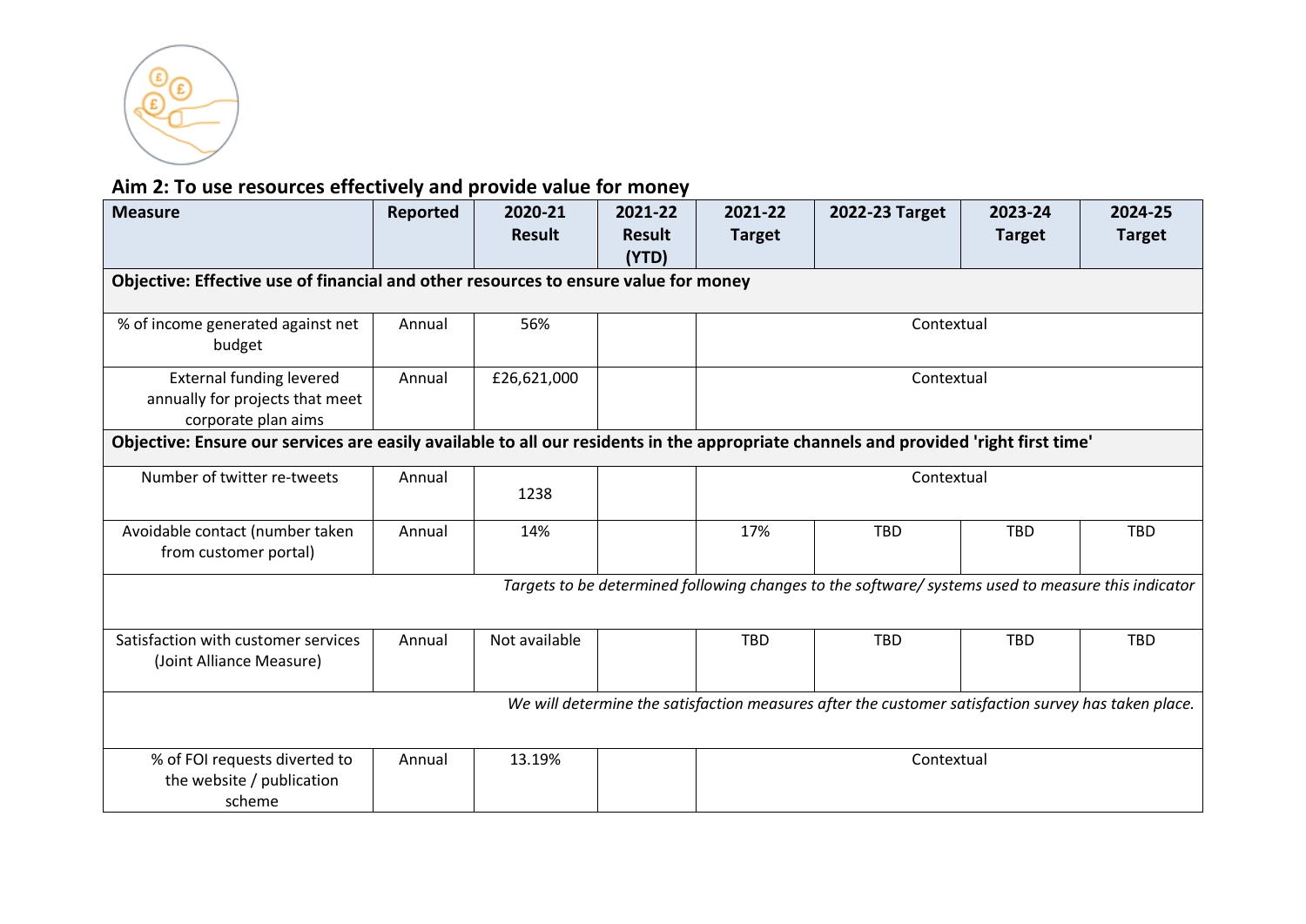## Aim 2: To use resources effectively and provide value for money

| Measure | Reported | 2020-21 Result | 2021-22 Result (YTD) | 2021-22 Target | 2022-23 Target | 2023-24 Target | 2024-25 Target |
|---|---|---|---|---|---|---|---|
| **Objective: Effective use of financial and other resources to ensure value for money** | | | | | | | |
| % of income generated against net budget | Annual | 56% | | Contextual | | | |
| External funding levered annually for projects that meet corporate plan aims | Annual | £26,621,000 | | Contextual | | | |
| **Objective: Ensure our services are easily available to all our residents in the appropriate channels and provided 'right first time'** | | | | | | | |
| Number of twitter re-tweets | Annual | 1238 | | Contextual | | | |
| Avoidable contact (number taken from customer portal) | Annual | 14% | | 17% | TBD | TBD | TBD |
| *Targets to be determined following changes to the software/ systems used to measure this indicator* | | | | | | | |
| Satisfaction with customer services (Joint Alliance Measure) | Annual | Not available | | TBD | TBD | TBD | TBD |
| *We will determine the satisfaction measures after the customer satisfaction survey has taken place.* | | | | | | | |
| % of FOI requests diverted to the website / publication scheme | Annual | 13.19% | | Contextual | | | |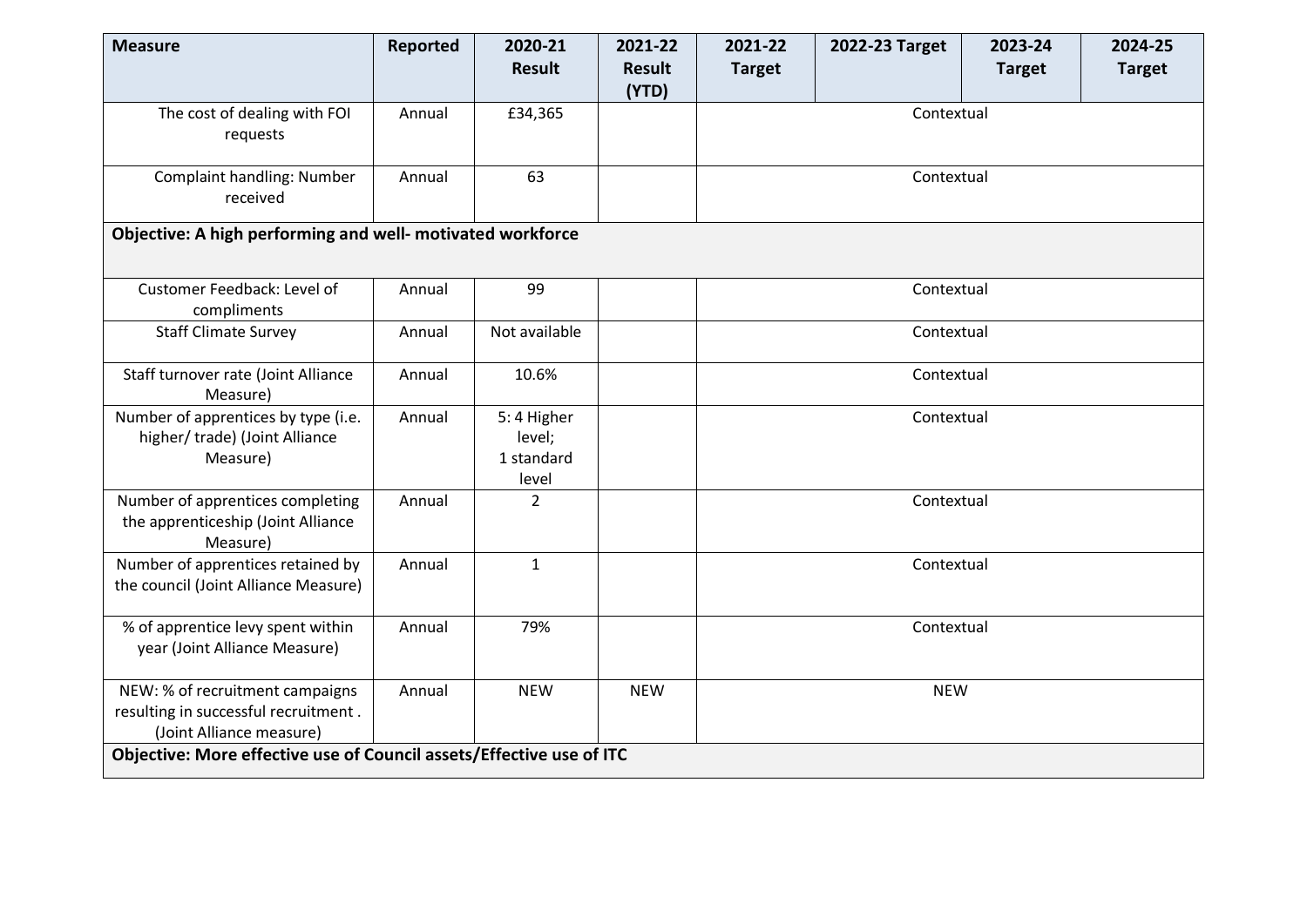| Measure | Reported | 2020-21 Result | 2021-22 Result (YTD) | 2021-22 Target | 2022-23 Target | 2023-24 Target | 2024-25 Target |
|---|---|---|---|---|---|---|---|
| The cost of dealing with FOI requests | Annual | £34,365 | | Contextual | | | |
| Complaint handling: Number received | Annual | 63 | | Contextual | | | |
| **Objective: A high performing and well- motivated workforce** | | | | | | | |
| Customer Feedback: Level of compliments | Annual | 99 | | Contextual | | | |
| Staff Climate Survey | Annual | Not available | | Contextual | | | |
| Staff turnover rate (Joint Alliance Measure) | Annual | 10.6% | | Contextual | | | |
| Number of apprentices by type (i.e. higher/ trade) (Joint Alliance Measure) | Annual | 5: 4 Higher level; 1 standard level | | Contextual | | | |
| Number of apprentices completing the apprenticeship (Joint Alliance Measure) | Annual | 2 | | Contextual | | | |
| Number of apprentices retained by the council (Joint Alliance Measure) | Annual | 1 | | Contextual | | | |
| % of apprentice levy spent within year (Joint Alliance Measure) | Annual | 79% | | Contextual | | | |
| NEW: % of recruitment campaigns resulting in successful recruitment . (Joint Alliance measure) | Annual | NEW | NEW | NEW | | | |
| **Objective: More effective use of Council assets/Effective use of ITC** | | | | | | | |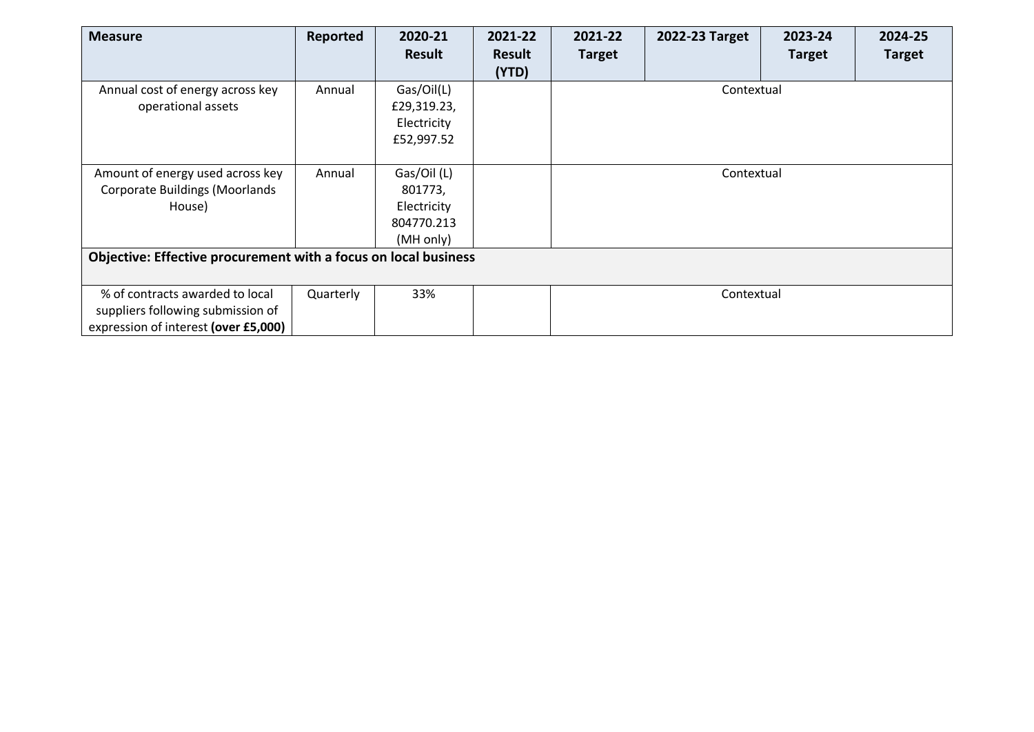| Measure | Reported | 2020-21 Result | 2021-22 Result (YTD) | 2021-22 Target | 2022-23 Target | 2023-24 Target | 2024-25 Target |
|---|---|---|---|---|---|---|---|
| Annual cost of energy across key operational assets | Annual | Gas/Oil(L) £29,319.23, Electricity £52,997.52 | | Contextual | | | |
| Amount of energy used across key Corporate Buildings (Moorlands House) | Annual | Gas/Oil (L) 801773, Electricity 804770.213 (MH only) | | Contextual | | | |
| **Objective: Effective procurement with a focus on local business** | | | | | | | |
| % of contracts awarded to local suppliers following submission of expression of interest **(over £5,000)** | Quarterly | 33% | | Contextual | | | |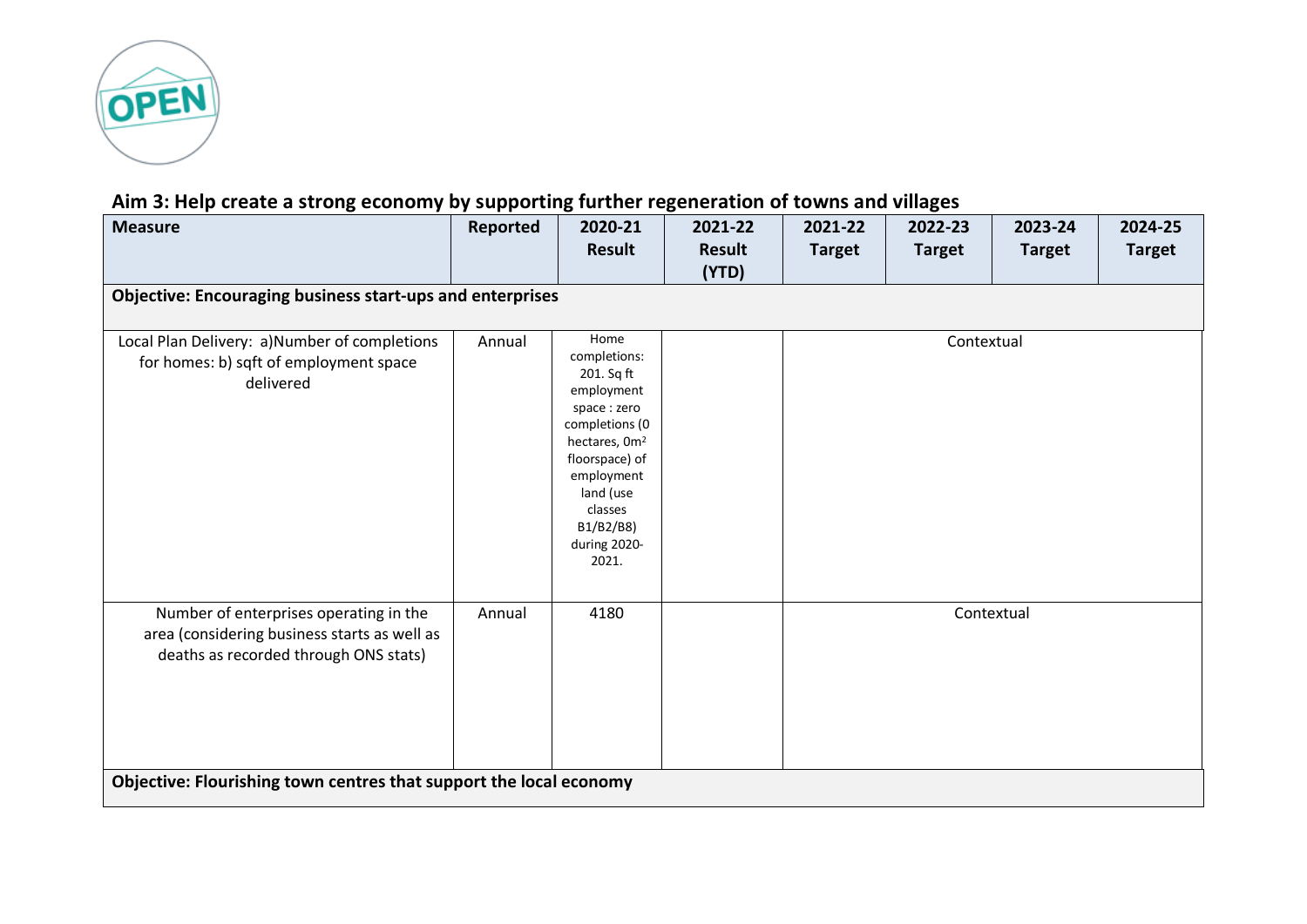## Aim 3: Help create a strong economy by supporting further regeneration of towns and villages

| Measure | Reported | 2020-21 Result | 2021-22 Result (YTD) | 2021-22 Target | 2022-23 Target | 2023-24 Target | 2024-25 Target |
|---|---|---|---|---|---|---|---|
| **Objective: Encouraging business start-ups and enterprises** | | | | | | | |
| Local Plan Delivery: a)Number of completions for homes: b) sqft of employment space delivered | Annual | Home completions: 201. Sq ft employment space : zero completions (0 hectares, 0m² floorspace) of employment land (use classes B1/B2/B8) during 2020-2021. | | Contextual | | | |
| Number of enterprises operating in the area (considering business starts as well as deaths as recorded through ONS stats) | Annual | 4180 | | Contextual | | | |
| **Objective: Flourishing town centres that support the local economy** | | | | | | | |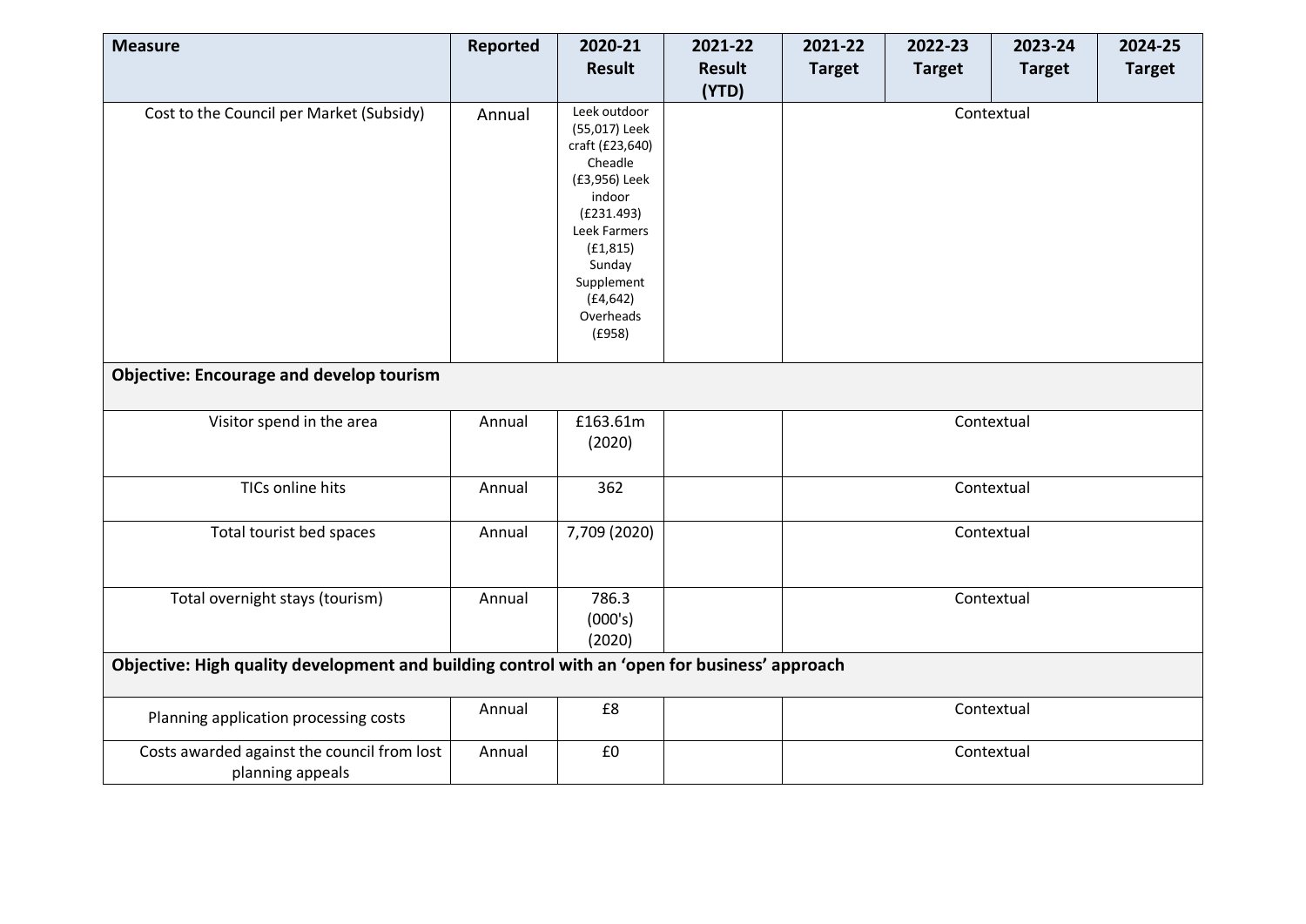| Measure | Reported | 2020-21 Result | 2021-22 Result (YTD) | 2021-22 Target | 2022-23 Target | 2023-24 Target | 2024-25 Target |
|---|---|---|---|---|---|---|---|
| Cost to the Council per Market (Subsidy) | Annual | Leek outdoor (55,017) Leek craft (£23,640) Cheadle (£3,956) Leek indoor (£231.493) Leek Farmers (£1,815) Sunday Supplement (£4,642) Overheads (£958) | | Contextual | | | |
| **Objective: Encourage and develop tourism** | | | | | | | |
| Visitor spend in the area | Annual | £163.61m (2020) | | Contextual | | | |
| TICs online hits | Annual | 362 | | Contextual | | | |
| Total tourist bed spaces | Annual | 7,709 (2020) | | Contextual | | | |
| Total overnight stays (tourism) | Annual | 786.3 (000's) (2020) | | Contextual | | | |
| **Objective: High quality development and building control with an 'open for business' approach** | | | | | | | |
| Planning application processing costs | Annual | £8 | | Contextual | | | |
| Costs awarded against the council from lost planning appeals | Annual | £0 | | Contextual | | | |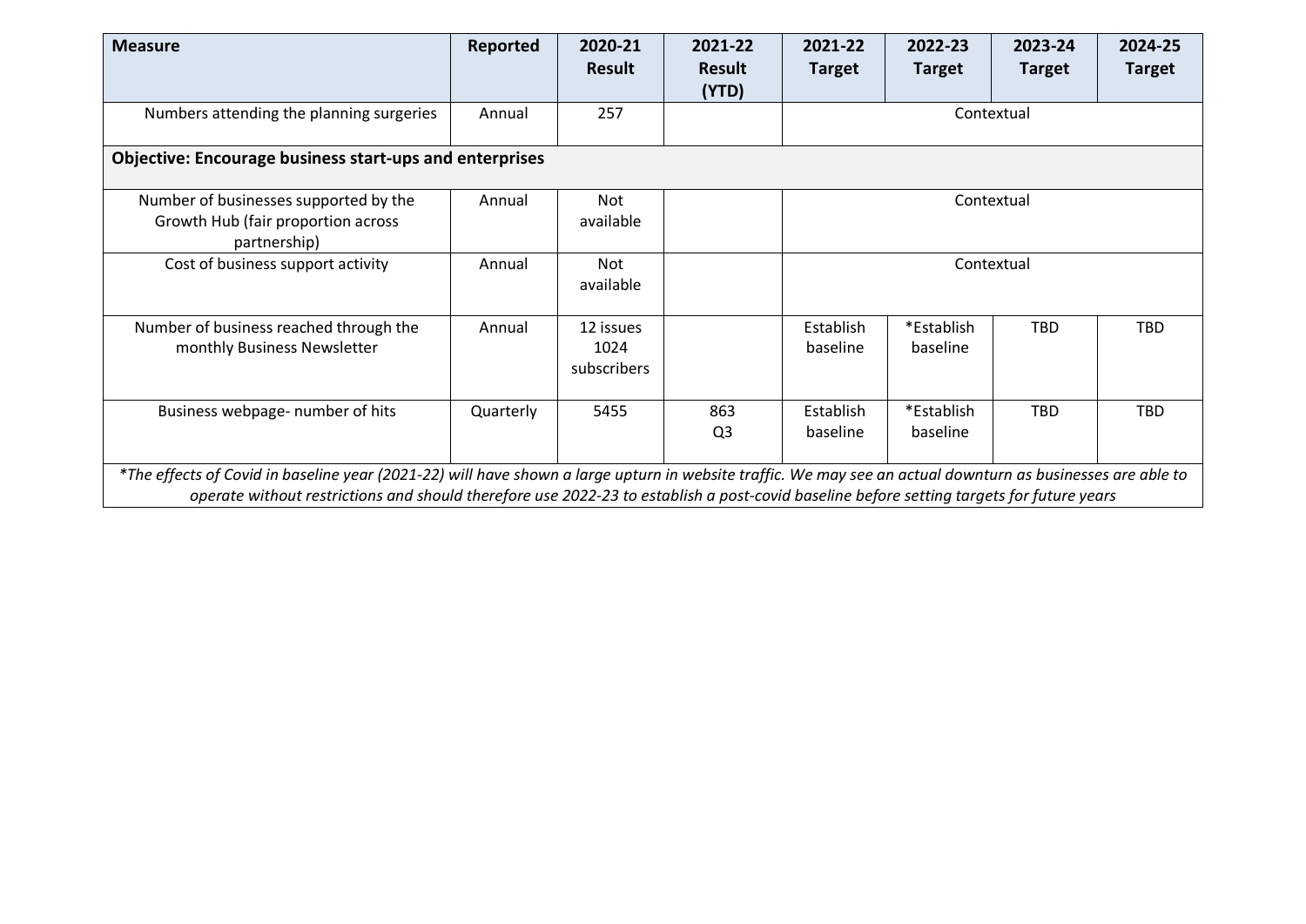| Measure | Reported | 2020-21 Result | 2021-22 Result (YTD) | 2021-22 Target | 2022-23 Target | 2023-24 Target | 2024-25 Target |
|---|---|---|---|---|---|---|---|
| Numbers attending the planning surgeries | Annual | 257 | | Contextual | | | |
| **Objective: Encourage business start-ups and enterprises** | | | | | | | |
| Number of businesses supported by the Growth Hub (fair proportion across partnership) | Annual | Not available | | Contextual | | | |
| Cost of business support activity | Annual | Not available | | Contextual | | | |
| Number of business reached through the monthly Business Newsletter | Annual | 12 issues 1024 subscribers | | Establish baseline | *Establish baseline | TBD | TBD |
| Business webpage- number of hits | Quarterly | 5455 | 863 Q3 | Establish baseline | *Establish baseline | TBD | TBD |

*\*The effects of Covid in baseline year (2021-22) will have shown a large upturn in website traffic. We may see an actual downturn as businesses are able to operate without restrictions and should therefore use 2022-23 to establish a post-covid baseline before setting targets for future years*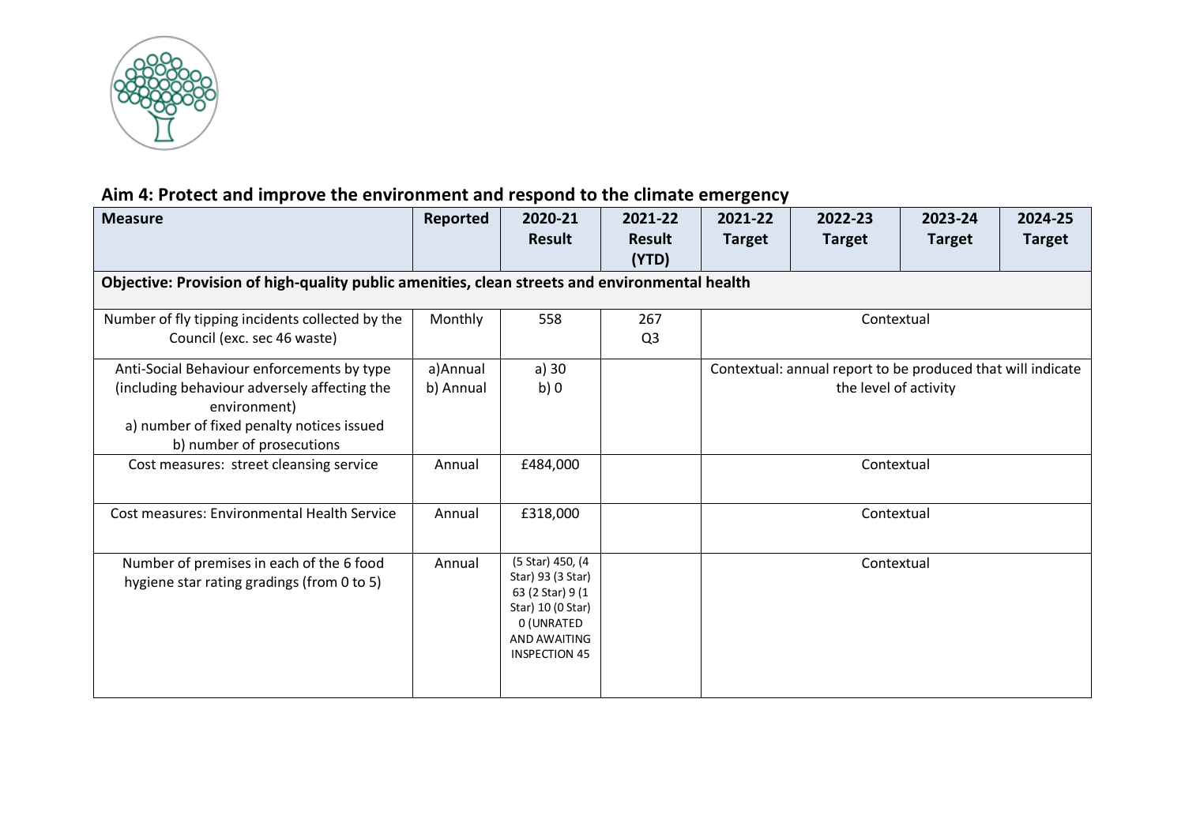## Aim 4: Protect and improve the environment and respond to the climate emergency

| Measure | Reported | 2020-21 Result | 2021-22 Result (YTD) | 2021-22 Target | 2022-23 Target | 2023-24 Target | 2024-25 Target |
|---|---|---|---|---|---|---|---|
| **Objective: Provision of high-quality public amenities, clean streets and environmental health** | | | | | | | |
| Number of fly tipping incidents collected by the Council (exc. sec 46 waste) | Monthly | 558 | 267 Q3 | Contextual | | | |
| Anti-Social Behaviour enforcements by type (including behaviour adversely affecting the environment) a) number of fixed penalty notices issued b) number of prosecutions | a)Annual b) Annual | a) 30 b) 0 | | Contextual: annual report to be produced that will indicate the level of activity | | | |
| Cost measures: street cleansing service | Annual | £484,000 | | Contextual | | | |
| Cost measures: Environmental Health Service | Annual | £318,000 | | Contextual | | | |
| Number of premises in each of the 6 food hygiene star rating gradings (from 0 to 5) | Annual | (5 Star) 450, (4 Star) 93 (3 Star) 63 (2 Star) 9 (1 Star) 10 (0 Star) 0 (UNRATED AND AWAITING INSPECTION 45 | | Contextual | | | |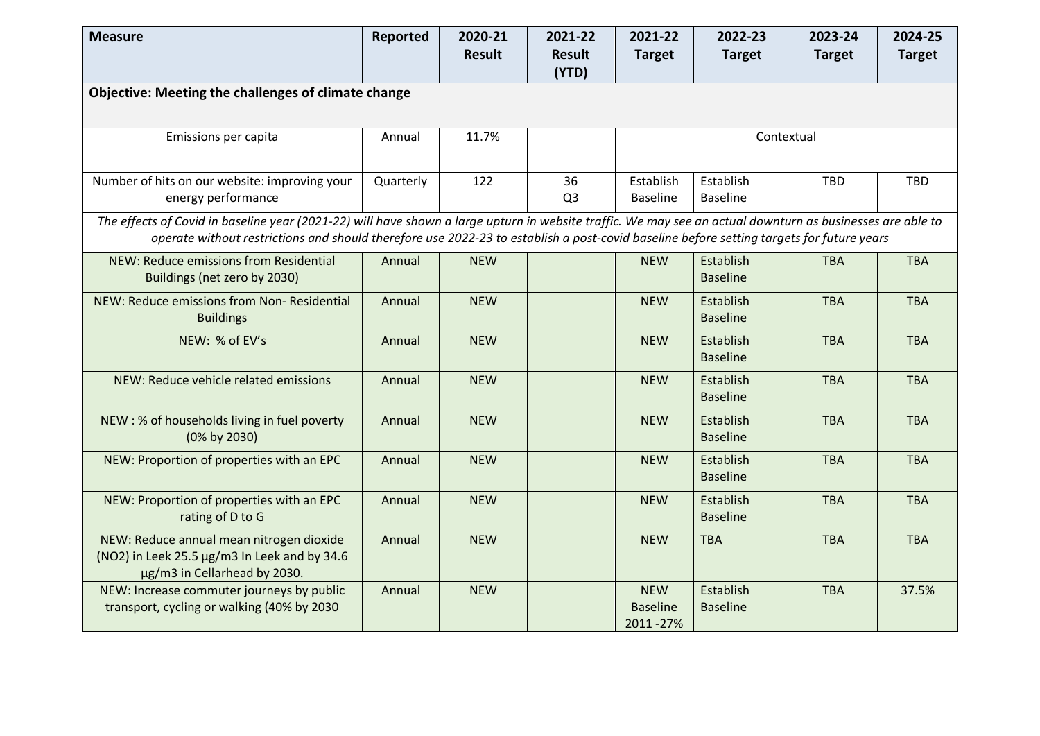| Measure | Reported | 2020-21 Result | 2021-22 Result (YTD) | 2021-22 Target | 2022-23 Target | 2023-24 Target | 2024-25 Target |
|---|---|---|---|---|---|---|---|
| **Objective: Meeting the challenges of climate change** | | | | | | | |
| Emissions per capita | Annual | 11.7% | | Contextual | | | |
| Number of hits on our website: improving your energy performance | Quarterly | 122 | 36 Q3 | Establish Baseline | Establish Baseline | TBD | TBD |
| *The effects of Covid in baseline year (2021-22) will have shown a large upturn in website traffic. We may see an actual downturn as businesses are able to operate without restrictions and should therefore use 2022-23 to establish a post-covid baseline before setting targets for future years* | | | | | | | |
| NEW: Reduce emissions from Residential Buildings (net zero by 2030) | Annual | NEW | | NEW | Establish Baseline | TBA | TBA |
| NEW: Reduce emissions from Non- Residential Buildings | Annual | NEW | | NEW | Establish Baseline | TBA | TBA |
| NEW: % of EV's | Annual | NEW | | NEW | Establish Baseline | TBA | TBA |
| NEW: Reduce vehicle related emissions | Annual | NEW | | NEW | Establish Baseline | TBA | TBA |
| NEW : % of households living in fuel poverty (0% by 2030) | Annual | NEW | | NEW | Establish Baseline | TBA | TBA |
| NEW: Proportion of properties with an EPC | Annual | NEW | | NEW | Establish Baseline | TBA | TBA |
| NEW: Proportion of properties with an EPC rating of D to G | Annual | NEW | | NEW | Establish Baseline | TBA | TBA |
| NEW: Reduce annual mean nitrogen dioxide ($NO_2$) in Leek 25.5 µg/m3 In Leek and by 34.6 µg/m3 in Cellarhead by 2030. | Annual | NEW | | NEW | TBA | TBA | TBA |
| NEW: Increase commuter journeys by public transport, cycling or walking (40% by 2030 | Annual | NEW | | NEW Baseline 2011 -27% | Establish Baseline | TBA | 37.5% |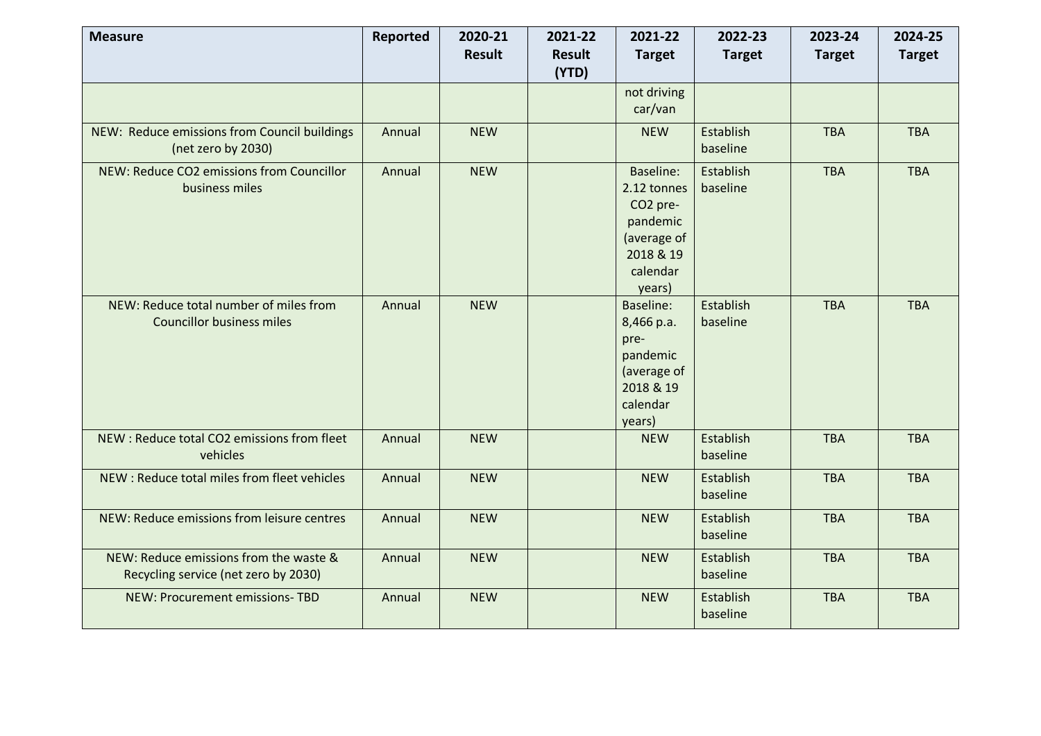| Measure | Reported | 2020-21 Result | 2021-22 Result (YTD) | 2021-22 Target | 2022-23 Target | 2023-24 Target | 2024-25 Target |
|---|---|---|---|---|---|---|---|
| | | | | not driving car/van | | | |
| NEW: Reduce emissions from Council buildings (net zero by 2030) | Annual | NEW | | NEW | Establish baseline | TBA | TBA |
| NEW: Reduce $CO_2$ emissions from Councillor business miles | Annual | NEW | | Baseline: 2.12 tonnes $CO_2$ pre-pandemic (average of 2018 & 19 calendar years) | Establish baseline | TBA | TBA |
| NEW: Reduce total number of miles from Councillor business miles | Annual | NEW | | Baseline: 8,466 p.a. pre-pandemic (average of 2018 & 19 calendar years) | Establish baseline | TBA | TBA |
| NEW : Reduce total $CO_2$ emissions from fleet vehicles | Annual | NEW | | NEW | Establish baseline | TBA | TBA |
| NEW : Reduce total miles from fleet vehicles | Annual | NEW | | NEW | Establish baseline | TBA | TBA |
| NEW: Reduce emissions from leisure centres | Annual | NEW | | NEW | Establish baseline | TBA | TBA |
| NEW: Reduce emissions from the waste & Recycling service (net zero by 2030) | Annual | NEW | | NEW | Establish baseline | TBA | TBA |
| NEW: Procurement emissions- TBD | Annual | NEW | | NEW | Establish baseline | TBA | TBA |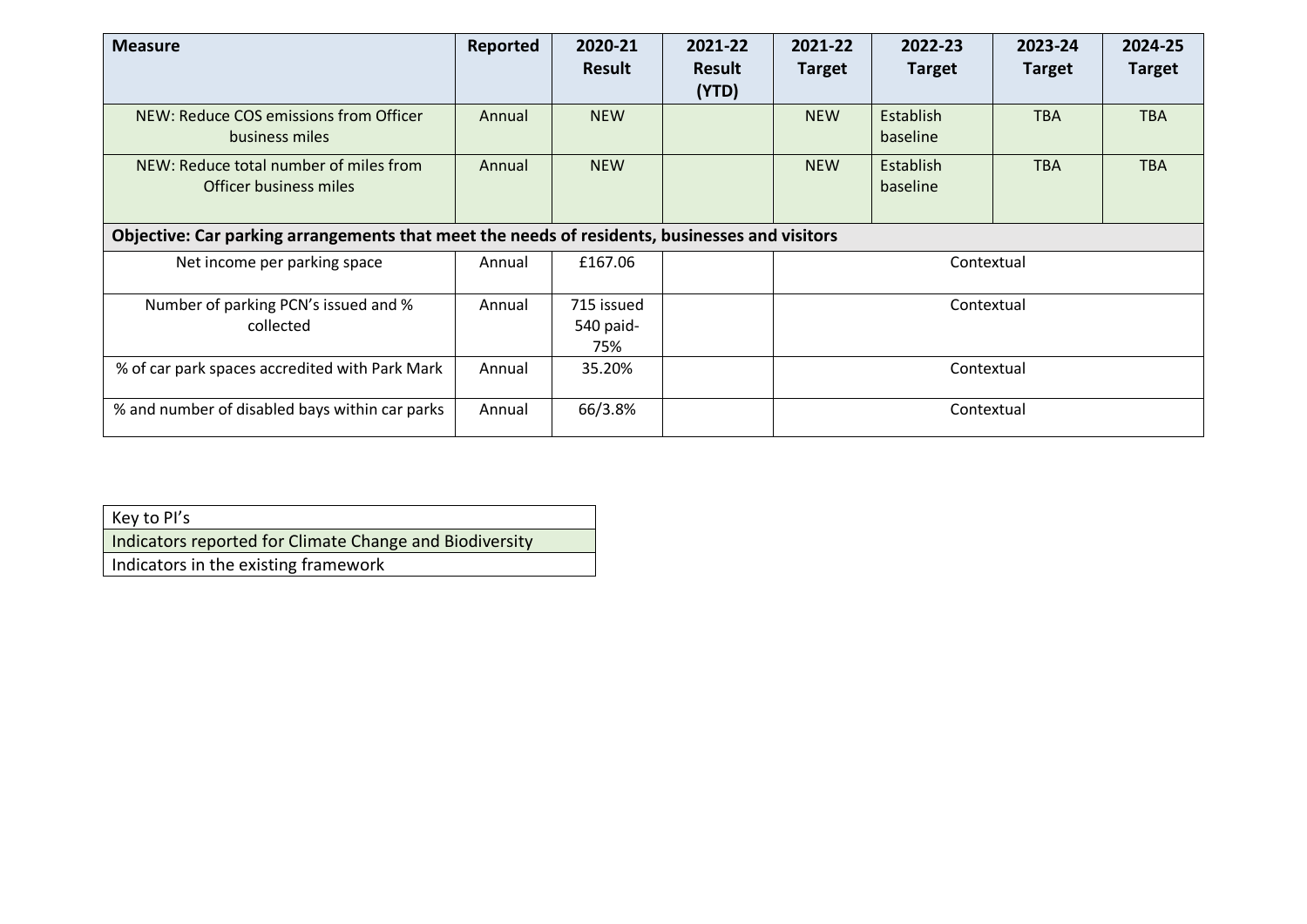| Measure | Reported | 2020-21 Result | 2021-22 Result (YTD) | 2021-22 Target | 2022-23 Target | 2023-24 Target | 2024-25 Target |
|---|---|---|---|---|---|---|---|
| NEW: Reduce COS emissions from Officer business miles | Annual | NEW | | NEW | Establish baseline | TBA | TBA |
| NEW: Reduce total number of miles from Officer business miles | Annual | NEW | | NEW | Establish baseline | TBA | TBA |
| **Objective: Car parking arrangements that meet the needs of residents, businesses and visitors** | | | | | | | |
| Net income per parking space | Annual | £167.06 | | Contextual | | | |
| Number of parking PCN's issued and % collected | Annual | 715 issued 540 paid- 75% | | Contextual | | | |
| % of car park spaces accredited with Park Mark | Annual | 35.20% | | Contextual | | | |
| % and number of disabled bays within car parks | Annual | 66/3.8% | | Contextual | | | |

| Key to PI's |
|---|
| Indicators reported for Climate Change and Biodiversity |
| Indicators in the existing framework |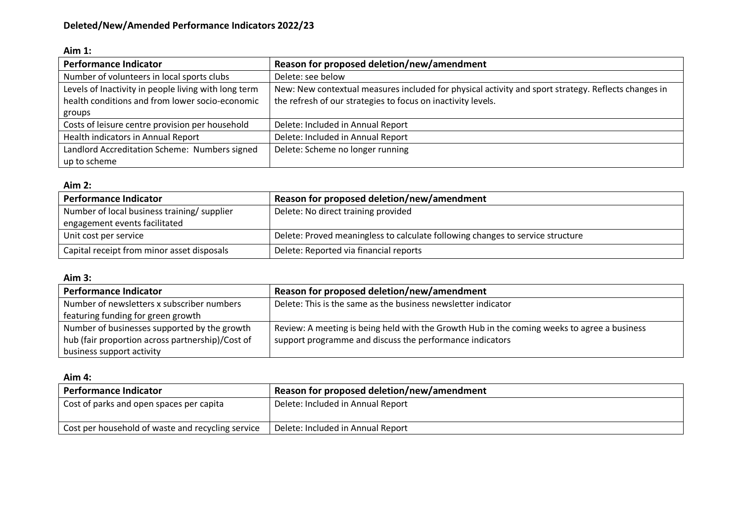## Deleted/New/Amended Performance Indicators 2022/23

**Aim 1:**

| Performance Indicator | Reason for proposed deletion/new/amendment |
|---|---|
| Number of volunteers in local sports clubs | Delete: see below |
| Levels of Inactivity in people living with long term health conditions and from lower socio-economic groups | New: New contextual measures included for physical activity and sport strategy. Reflects changes in the refresh of our strategies to focus on inactivity levels. |
| Costs of leisure centre provision per household | Delete: Included in Annual Report |
| Health indicators in Annual Report | Delete: Included in Annual Report |
| Landlord Accreditation Scheme: Numbers signed up to scheme | Delete: Scheme no longer running |

**Aim 2:**

| Performance Indicator | Reason for proposed deletion/new/amendment |
|---|---|
| Number of local business training/ supplier engagement events facilitated | Delete: No direct training provided |
| Unit cost per service | Delete: Proved meaningless to calculate following changes to service structure |
| Capital receipt from minor asset disposals | Delete: Reported via financial reports |

**Aim 3:**

| Performance Indicator | Reason for proposed deletion/new/amendment |
|---|---|
| Number of newsletters x subscriber numbers featuring funding for green growth | Delete: This is the same as the business newsletter indicator |
| Number of businesses supported by the growth hub (fair proportion across partnership)/Cost of business support activity | Review: A meeting is being held with the Growth Hub in the coming weeks to agree a business support programme and discuss the performance indicators |

**Aim 4:**

| Performance Indicator | Reason for proposed deletion/new/amendment |
|---|---|
| Cost of parks and open spaces per capita | Delete: Included in Annual Report |
| Cost per household of waste and recycling service | Delete: Included in Annual Report |